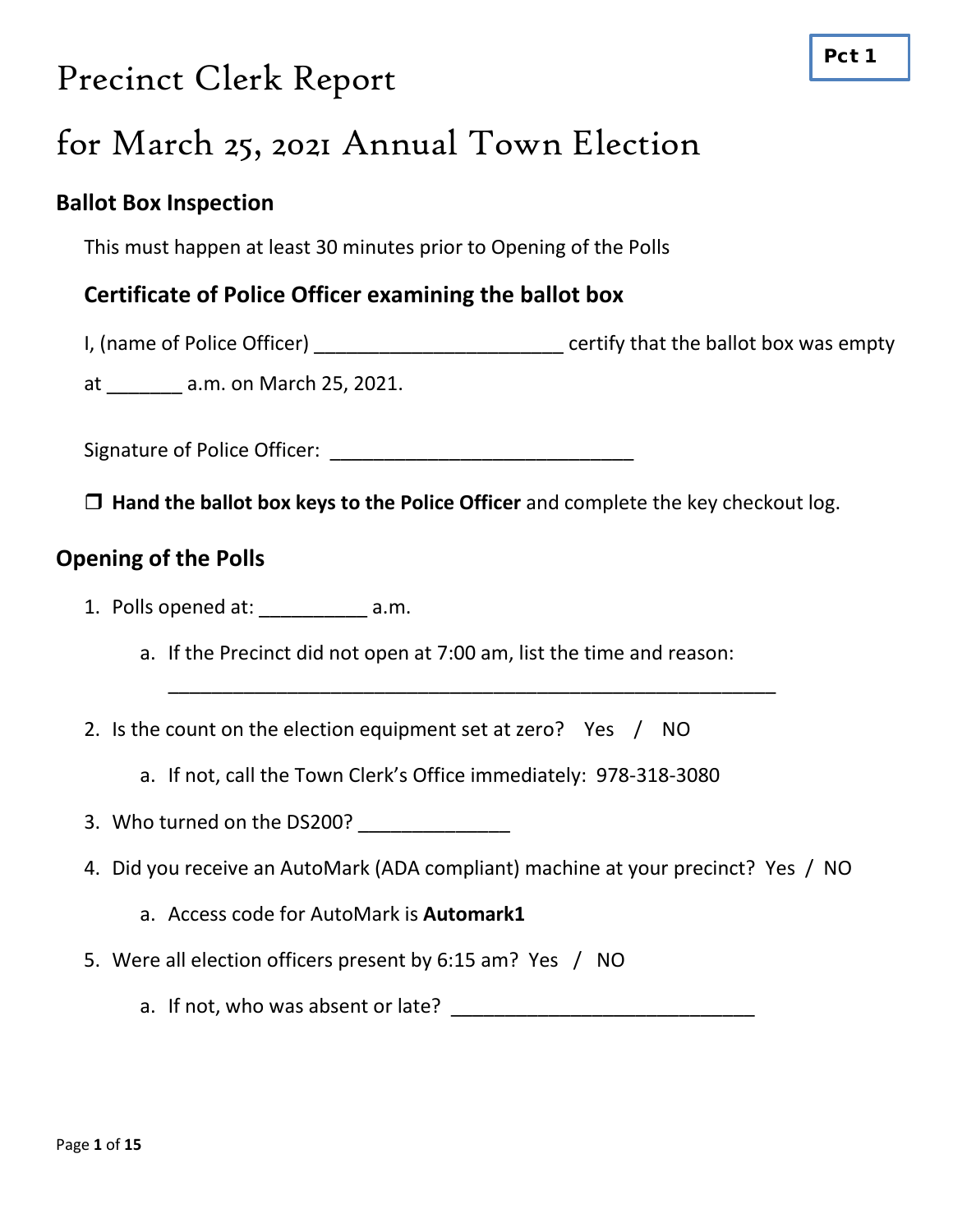**Pct 1**

# Precinct Clerk Report

# for March 25, 2021 Annual Town Election

## Ballot Box Inspection

This must happen at least 30 minutes prior to Opening of the Polls

### Certificate of Police Officer examining the ballot box

I, (name of Police Officer) _______________________ certify that the ballot box was empty

at _______ a.m. on March 25, 2021.

Signature of Police Officer: ____________________________

❒ **Hand the ballot box keys to the Police Officer** and complete the key checkout log.

## Opening of the Polls

1. Polls opened at: __________ a.m.
   a. If the Precinct did not open at 7:00 am, list the time and reason:
   ________________________________________________________
2. Is the count on the election equipment set at zero? Yes / NO
   a. If not, call the Town Clerk's Office immediately: 978-318-3080
3. Who turned on the DS200? ______________
4. Did you receive an AutoMark (ADA compliant) machine at your precinct? Yes / NO
   a. Access code for AutoMark is **Automark1**
5. Were all election officers present by 6:15 am? Yes / NO
   a. If not, who was absent or late? ____________________________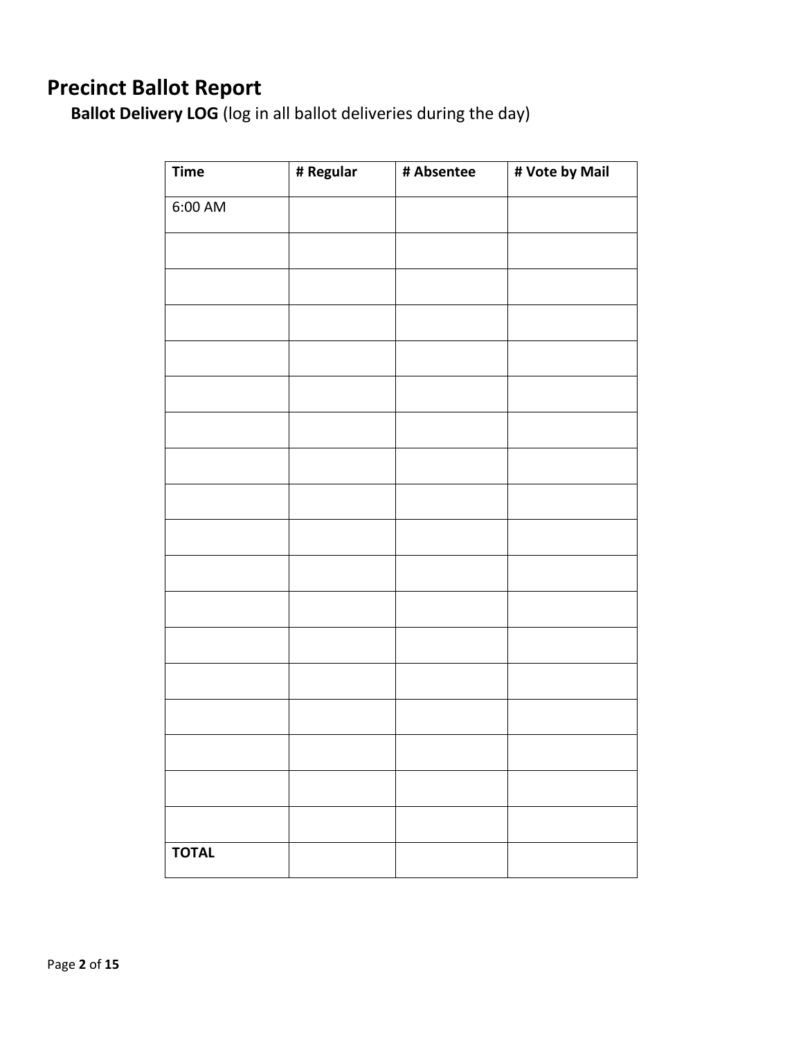# Precinct Ballot Report

**Ballot Delivery LOG** (log in all ballot deliveries during the day)

| Time | # Regular | # Absentee | # Vote by Mail |
|---|---|---|---|
| 6:00 AM | | | |
| | | | |
| | | | |
| | | | |
| | | | |
| | | | |
| | | | |
| | | | |
| | | | |
| | | | |
| | | | |
| | | | |
| | | | |
| | | | |
| | | | |
| | | | |
| | | | |
| | | | |
| **TOTAL** | | | |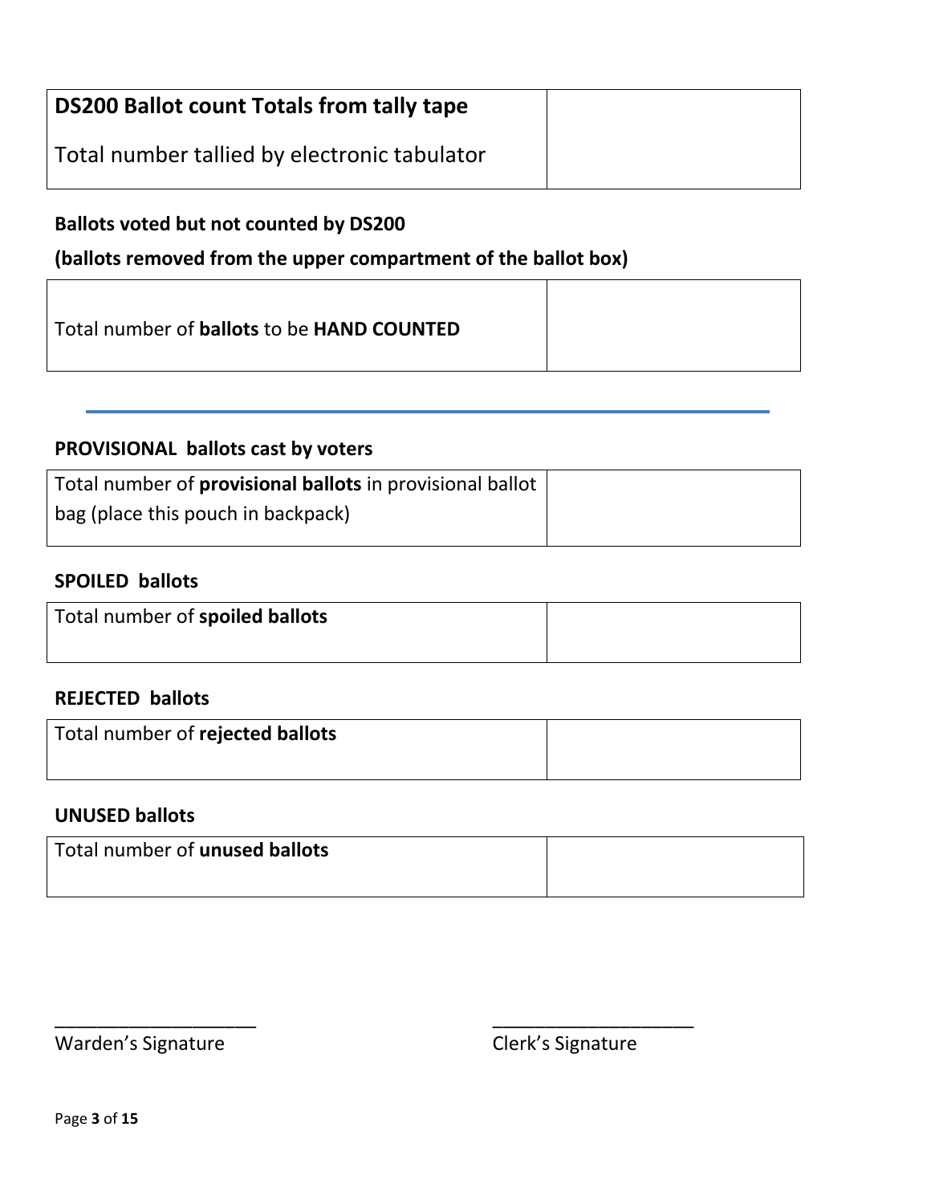| **DS200 Ballot count Totals from tally tape**<br><br>Total number tallied by electronic tabulator | |
| --- | --- |

**Ballots voted but not counted by DS200**

**(ballots removed from the upper compartment of the ballot box)**

| Total number of **ballots** to be **HAND COUNTED** | |
| --- | --- |

---

**PROVISIONAL ballots cast by voters**

| Total number of **provisional ballots** in provisional ballot bag (place this pouch in backpack) | |
| --- | --- |

**SPOILED ballots**

| Total number of **spoiled ballots** | |
| --- | --- |

**REJECTED ballots**

| Total number of **rejected ballots** | |
| --- | --- |

**UNUSED ballots**

| Total number of **unused ballots** | |
| --- | --- |

____________________
Warden's Signature

____________________
Clerk's Signature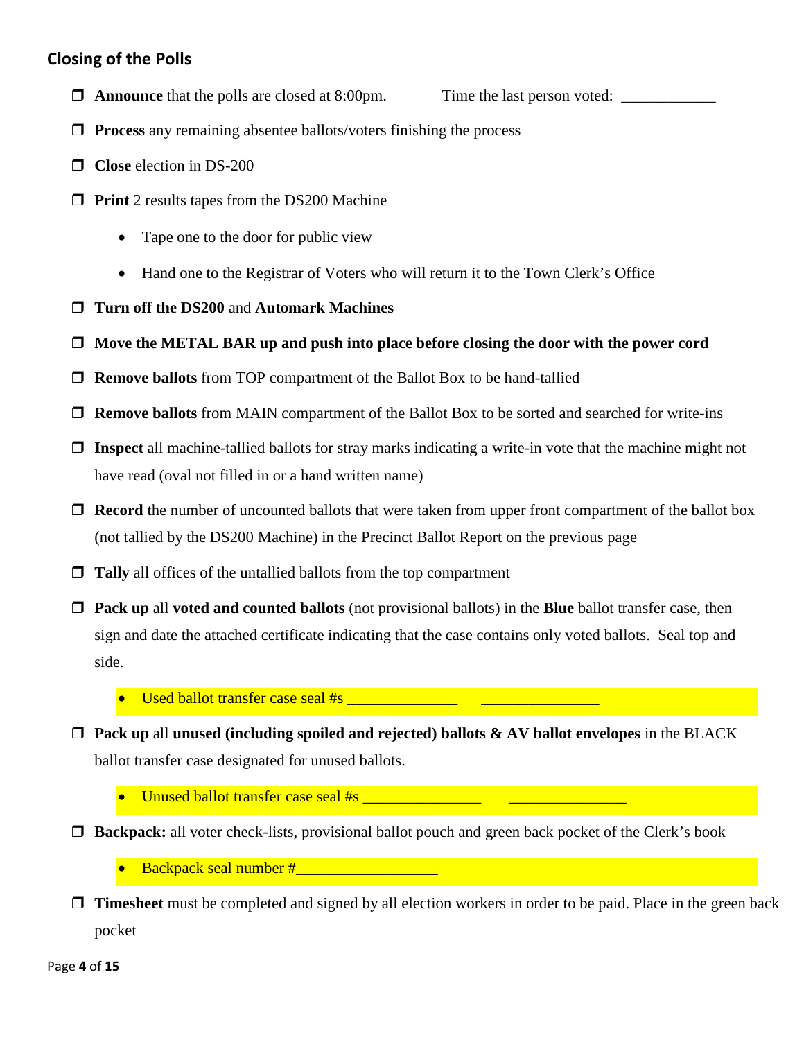## Closing of the Polls

- ❒ **Announce** that the polls are closed at 8:00pm. Time the last person voted: ____________
- ❒ **Process** any remaining absentee ballots/voters finishing the process
- ❒ **Close** election in DS-200
- ❒ **Print** 2 results tapes from the DS200 Machine
  - Tape one to the door for public view
  - Hand one to the Registrar of Voters who will return it to the Town Clerk's Office
- ❒ **Turn off the DS200** and **Automark Machines**
- ❒ **Move the METAL BAR up and push into place before closing the door with the power cord**
- ❒ **Remove ballots** from TOP compartment of the Ballot Box to be hand-tallied
- ❒ **Remove ballots** from MAIN compartment of the Ballot Box to be sorted and searched for write-ins
- ❒ **Inspect** all machine-tallied ballots for stray marks indicating a write-in vote that the machine might not have read (oval not filled in or a hand written name)
- ❒ **Record** the number of uncounted ballots that were taken from upper front compartment of the ballot box (not tallied by the DS200 Machine) in the Precinct Ballot Report on the previous page
- ❒ **Tally** all offices of the untallied ballots from the top compartment
- ❒ **Pack up** all **voted and counted ballots** (not provisional ballots) in the **Blue** ballot transfer case, then sign and date the attached certificate indicating that the case contains only voted ballots. Seal top and side.
  - Used ballot transfer case seal #s ______________ _______________
- ❒ **Pack up** all **unused (including spoiled and rejected) ballots & AV ballot envelopes** in the BLACK ballot transfer case designated for unused ballots.
  - Unused ballot transfer case seal #s _______________ _______________
- ❒ **Backpack:** all voter check-lists, provisional ballot pouch and green back pocket of the Clerk's book
  - Backpack seal number #__________________
- ❒ **Timesheet** must be completed and signed by all election workers in order to be paid. Place in the green back pocket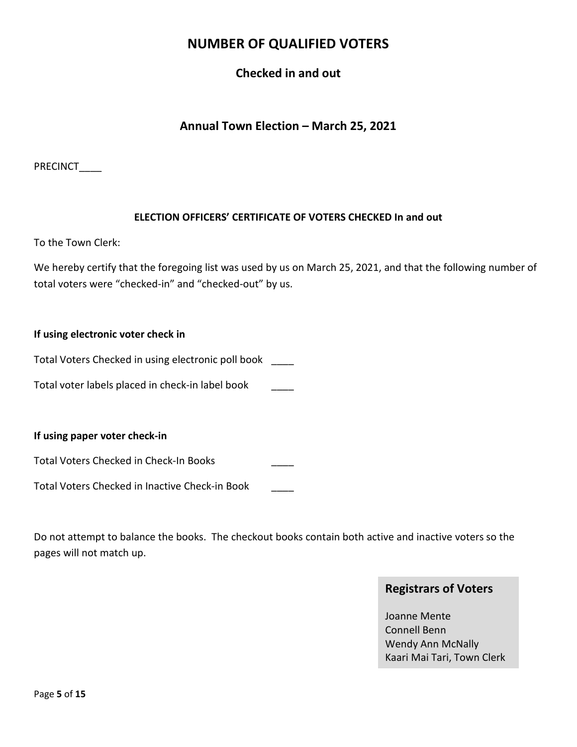# NUMBER OF QUALIFIED VOTERS

## Checked in and out

## Annual Town Election – March 25, 2021

PRECINCT____

**ELECTION OFFICERS' CERTIFICATE OF VOTERS CHECKED In and out**

To the Town Clerk:

We hereby certify that the foregoing list was used by us on March 25, 2021, and that the following number of total voters were "checked-in" and "checked-out" by us.

**If using electronic voter check in**

Total Voters Checked in using electronic poll book ____

Total voter labels placed in check-in label book ____

**If using paper voter check-in**

Total Voters Checked in Check-In Books ____

Total Voters Checked in Inactive Check-in Book ____

Do not attempt to balance the books. The checkout books contain both active and inactive voters so the pages will not match up.

**Registrars of Voters**

Joanne Mente
Connell Benn
Wendy Ann McNally
Kaari Mai Tari, Town Clerk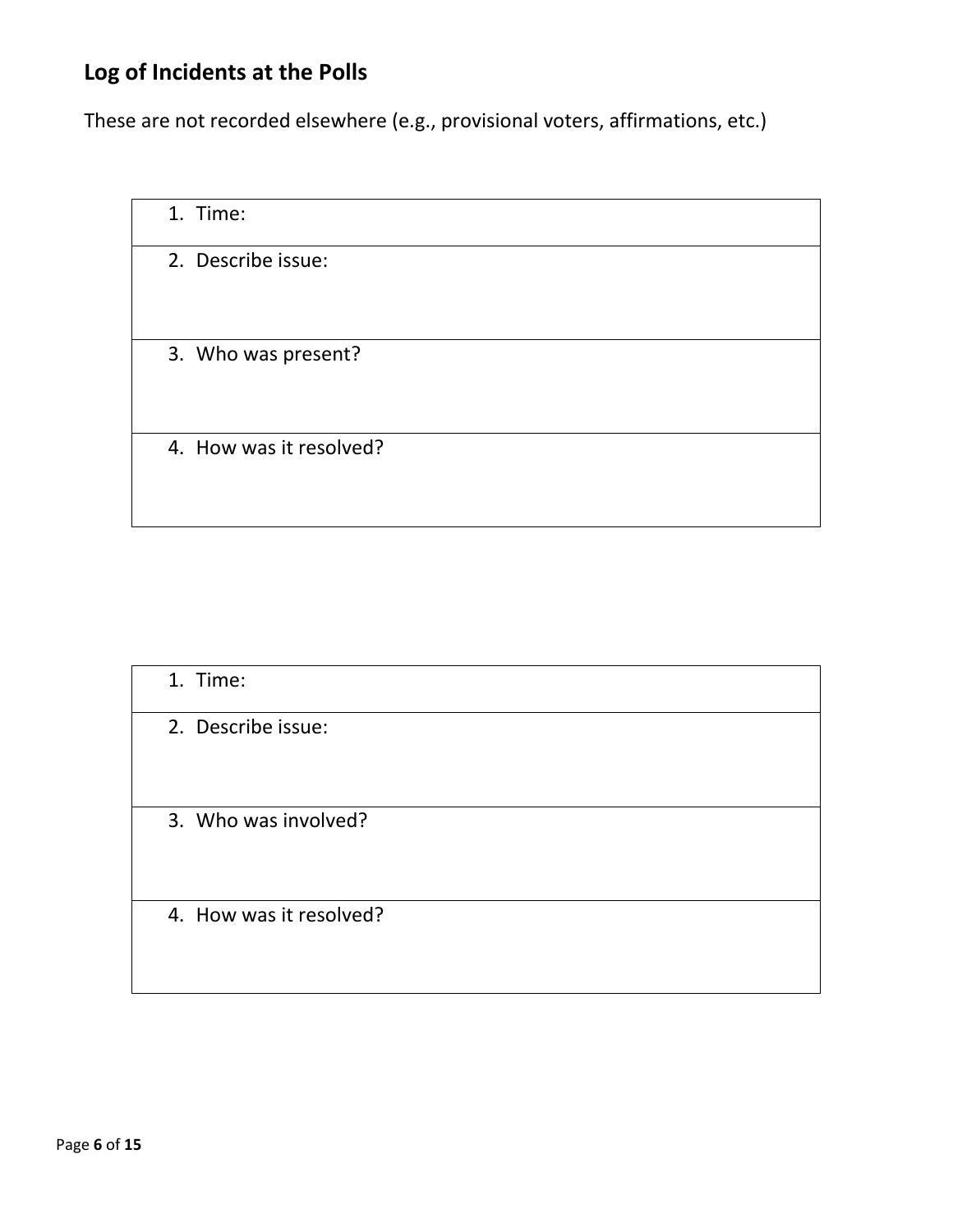## Log of Incidents at the Polls

These are not recorded elsewhere (e.g., provisional voters, affirmations, etc.)

| 1. Time: |
|---|
| 2. Describe issue: |
| 3. Who was present? |
| 4. How was it resolved? |

| 1. Time: |
|---|
| 2. Describe issue: |
| 3. Who was involved? |
| 4. How was it resolved? |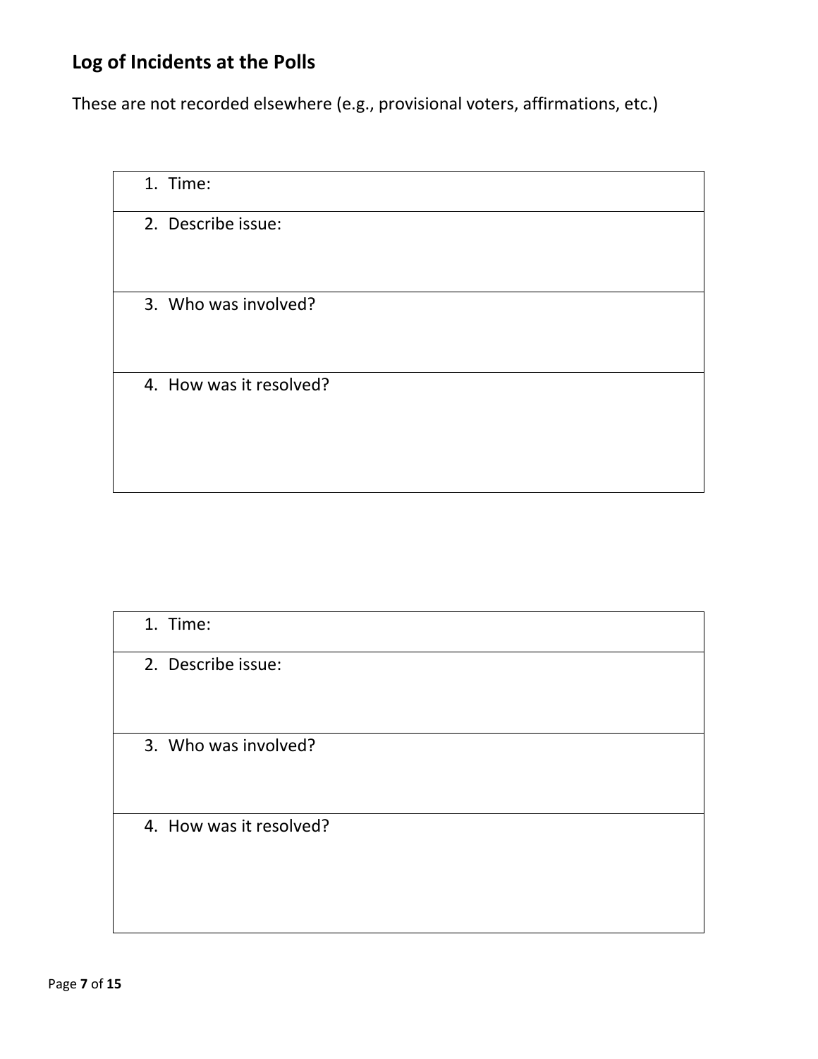## Log of Incidents at the Polls

These are not recorded elsewhere (e.g., provisional voters, affirmations, etc.)

| 1. Time: |
|---|
| 2. Describe issue: |
| 3. Who was involved? |
| 4. How was it resolved? |

| 1. Time: |
|---|
| 2. Describe issue: |
| 3. Who was involved? |
| 4. How was it resolved? |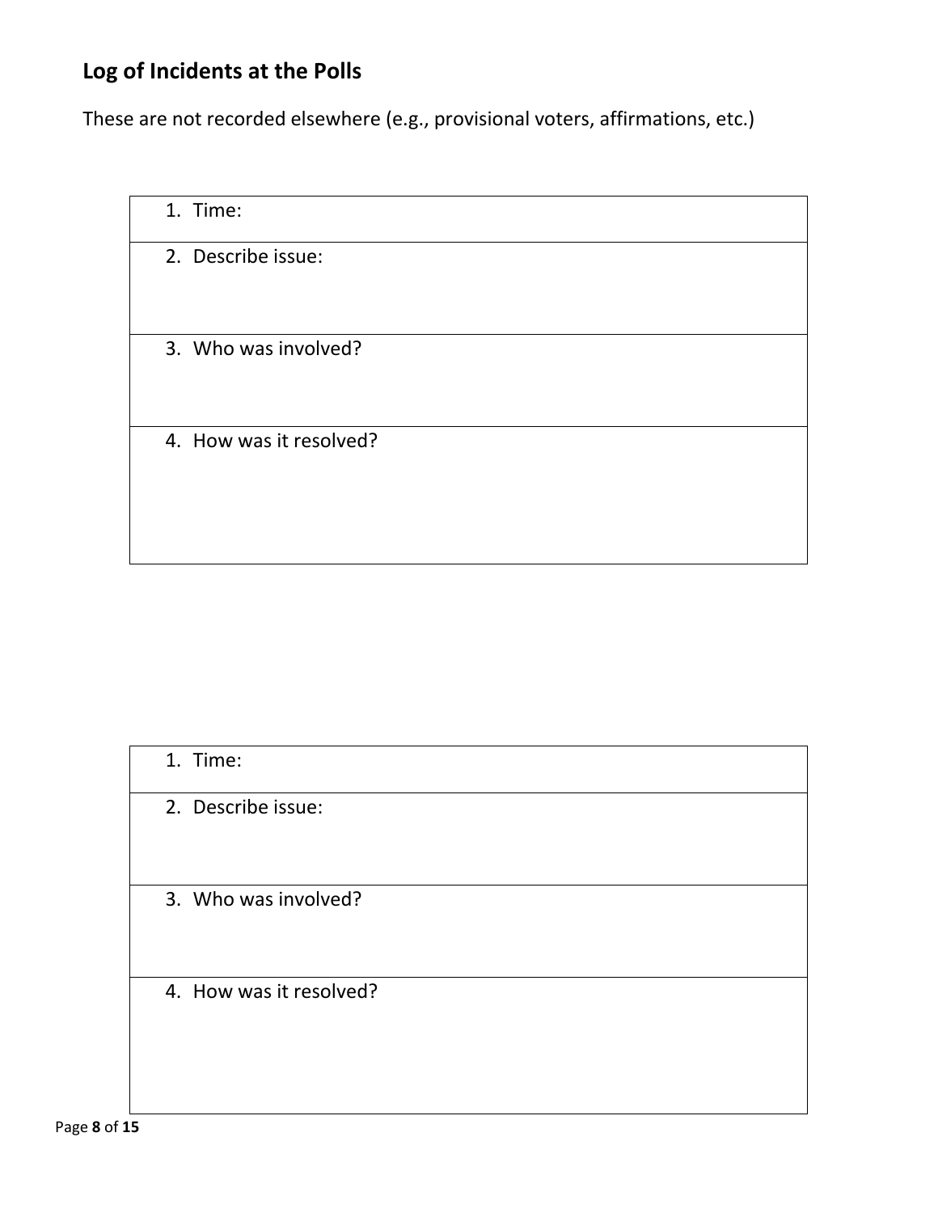## Log of Incidents at the Polls

These are not recorded elsewhere (e.g., provisional voters, affirmations, etc.)

| 1. Time: |
|---|
| 2. Describe issue: |
| 3. Who was involved? |
| 4. How was it resolved? |

| 1. Time: |
|---|
| 2. Describe issue: |
| 3. Who was involved? |
| 4. How was it resolved? |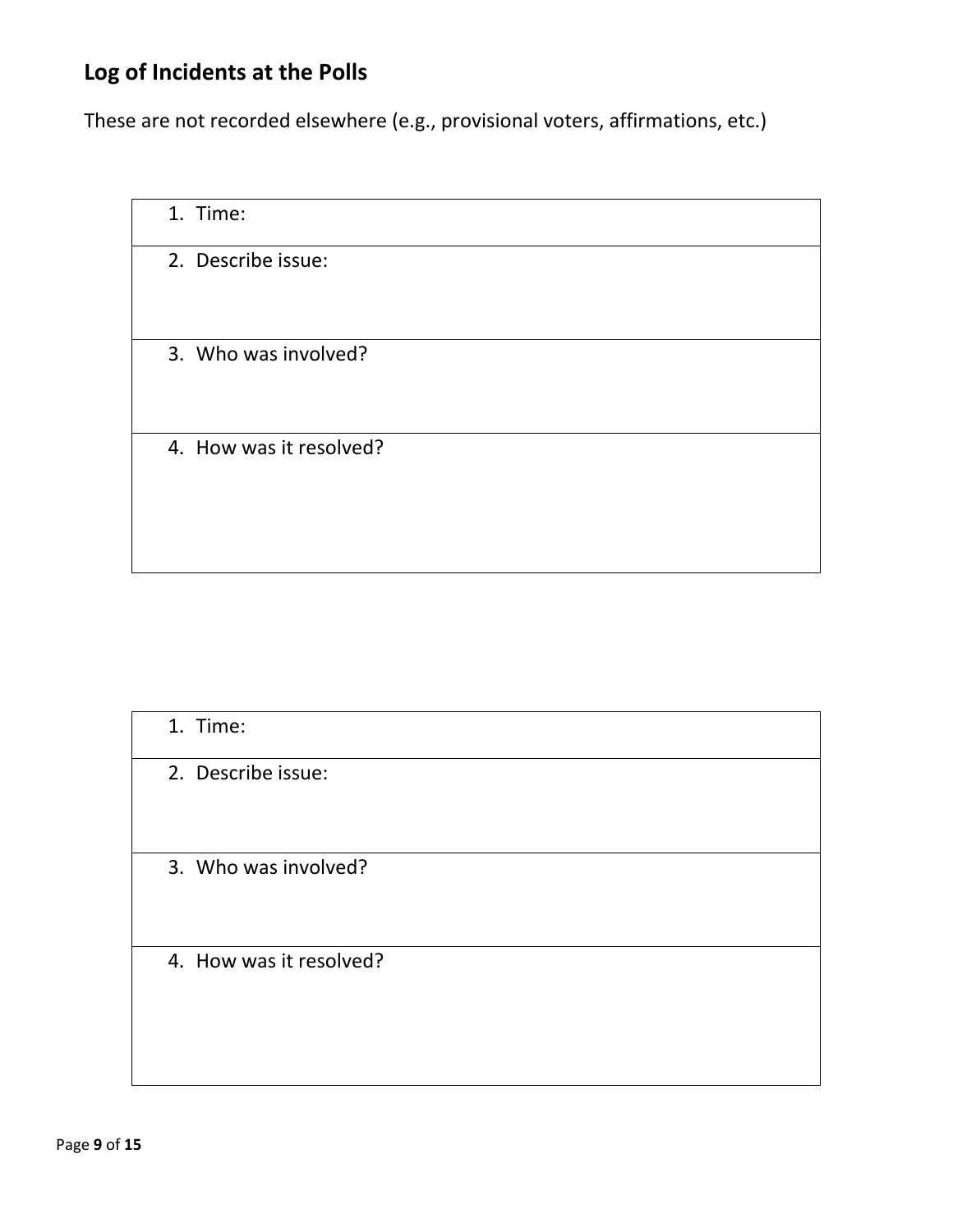## Log of Incidents at the Polls

These are not recorded elsewhere (e.g., provisional voters, affirmations, etc.)

| 1. Time: |
| --- |
| 2. Describe issue: |
| 3. Who was involved? |
| 4. How was it resolved? |

| 1. Time: |
| --- |
| 2. Describe issue: |
| 3. Who was involved? |
| 4. How was it resolved? |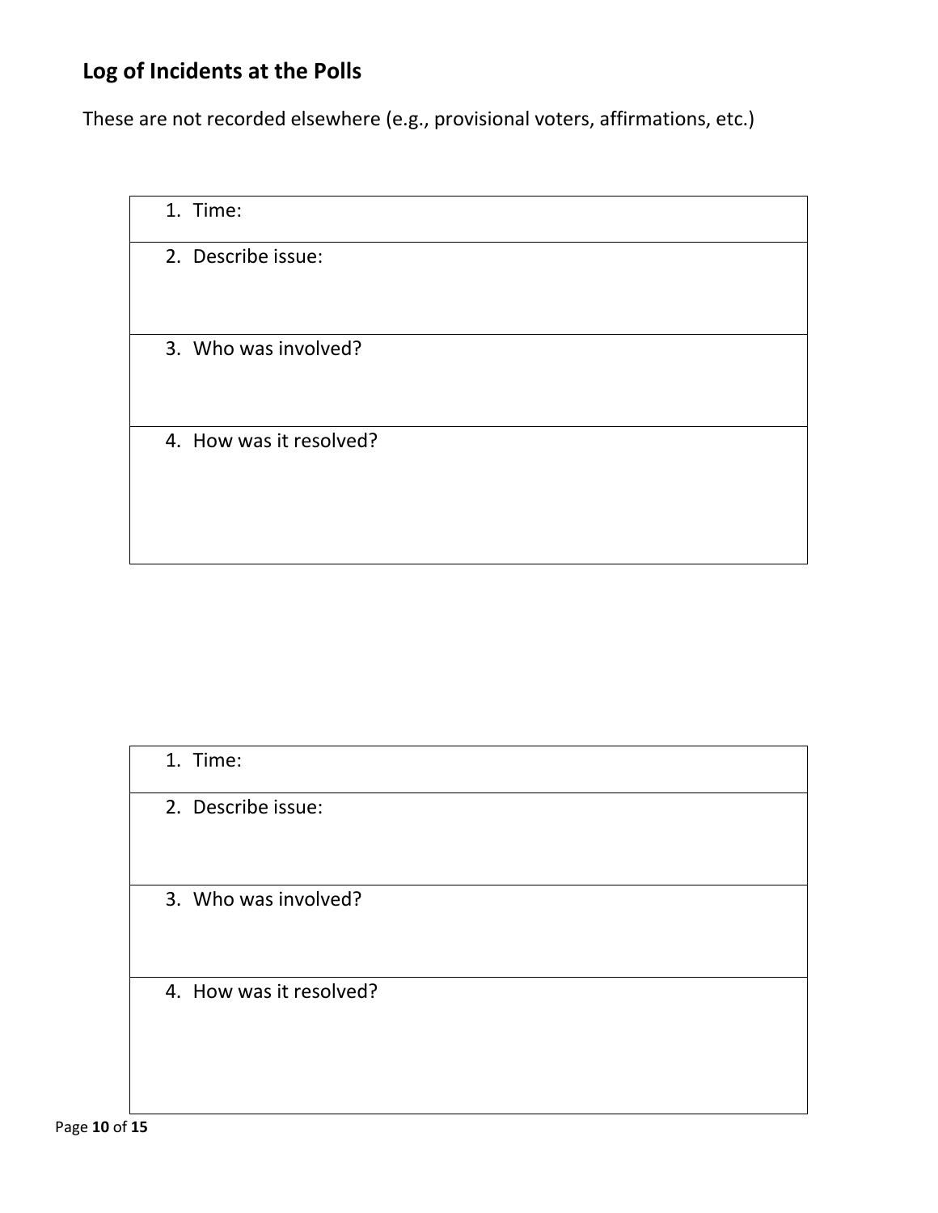## Log of Incidents at the Polls

These are not recorded elsewhere (e.g., provisional voters, affirmations, etc.)

| 1. Time: |
|---|
| 2. Describe issue: |
| 3. Who was involved? |
| 4. How was it resolved? |

| 1. Time: |
|---|
| 2. Describe issue: |
| 3. Who was involved? |
| 4. How was it resolved? |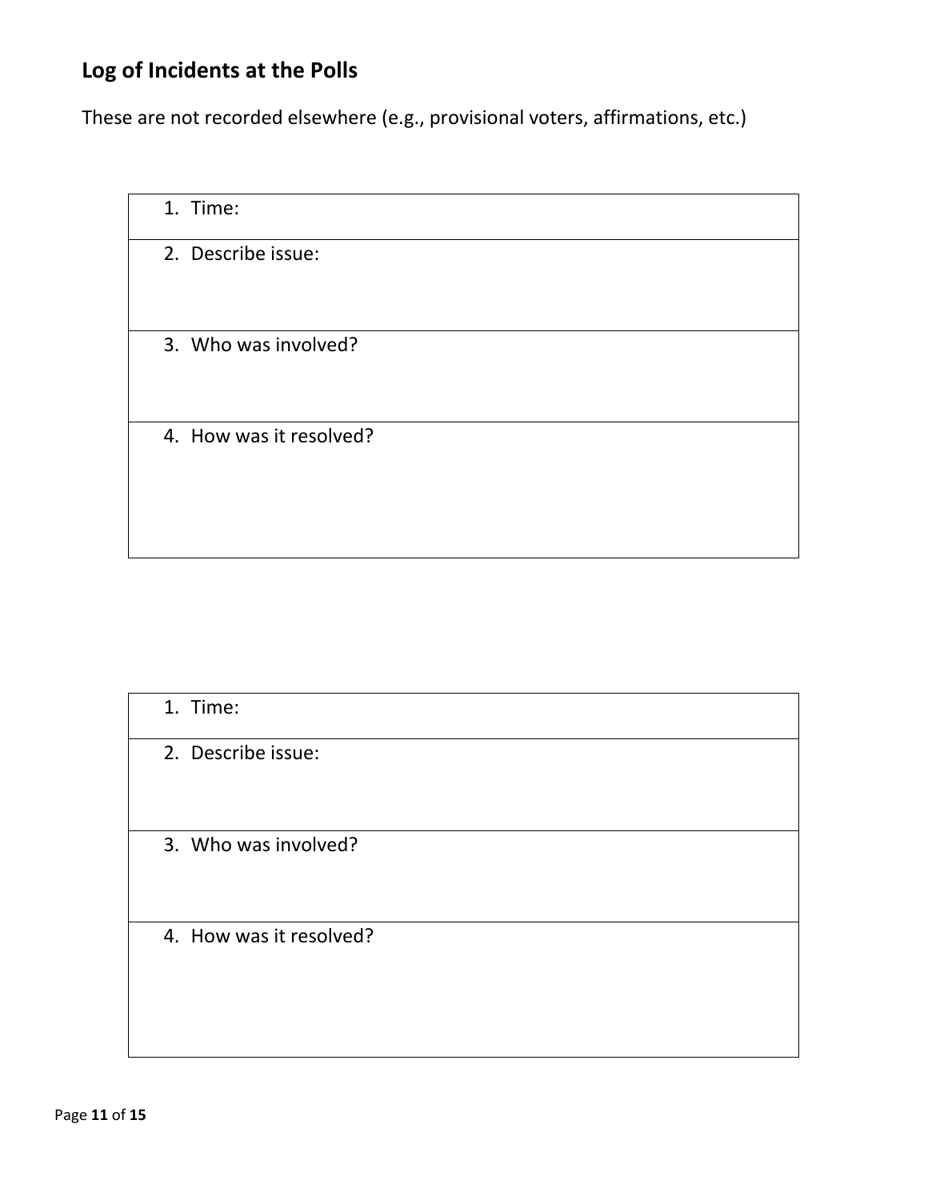## Log of Incidents at the Polls

These are not recorded elsewhere (e.g., provisional voters, affirmations, etc.)

| 1. Time: |
| --- |
| 2. Describe issue: |
| 3. Who was involved? |
| 4. How was it resolved? |

| 1. Time: |
| --- |
| 2. Describe issue: |
| 3. Who was involved? |
| 4. How was it resolved? |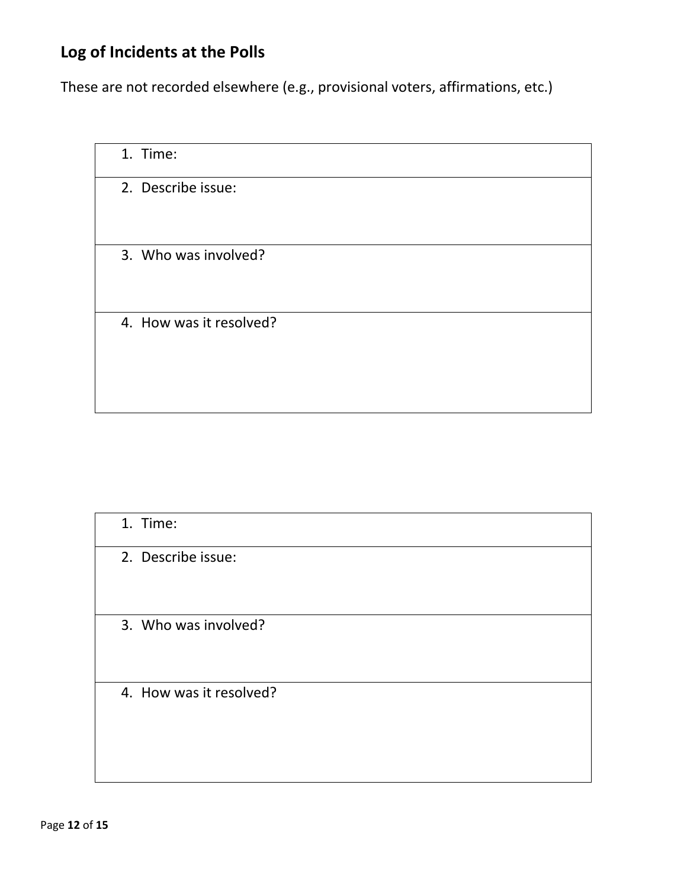## Log of Incidents at the Polls

These are not recorded elsewhere (e.g., provisional voters, affirmations, etc.)

| 1. Time: |
|---|
| 2. Describe issue: |
| 3. Who was involved? |
| 4. How was it resolved? |

| 1. Time: |
|---|
| 2. Describe issue: |
| 3. Who was involved? |
| 4. How was it resolved? |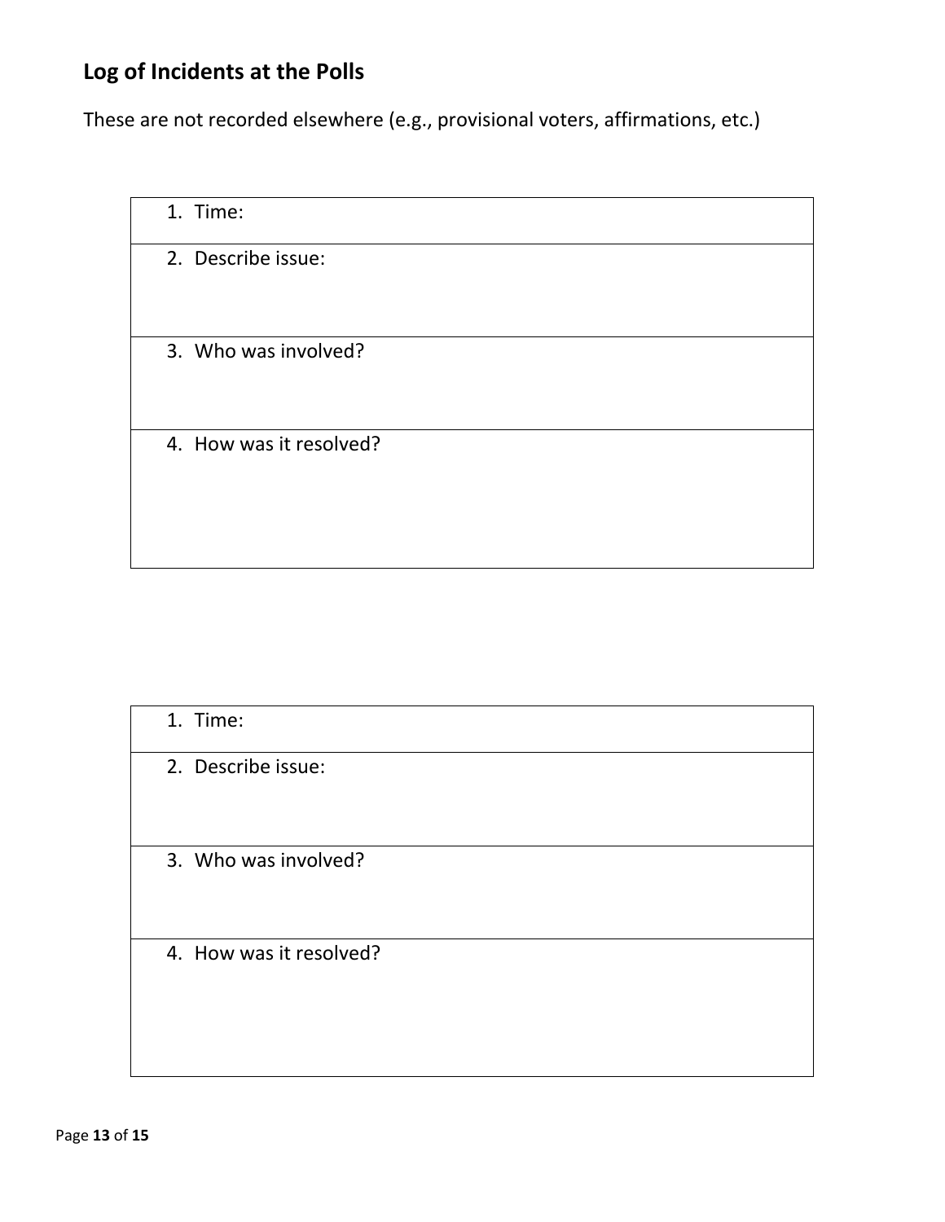## Log of Incidents at the Polls

These are not recorded elsewhere (e.g., provisional voters, affirmations, etc.)

| 1. Time: |
|---|
| 2. Describe issue: |
| 3. Who was involved? |
| 4. How was it resolved? |

| 1. Time: |
|---|
| 2. Describe issue: |
| 3. Who was involved? |
| 4. How was it resolved? |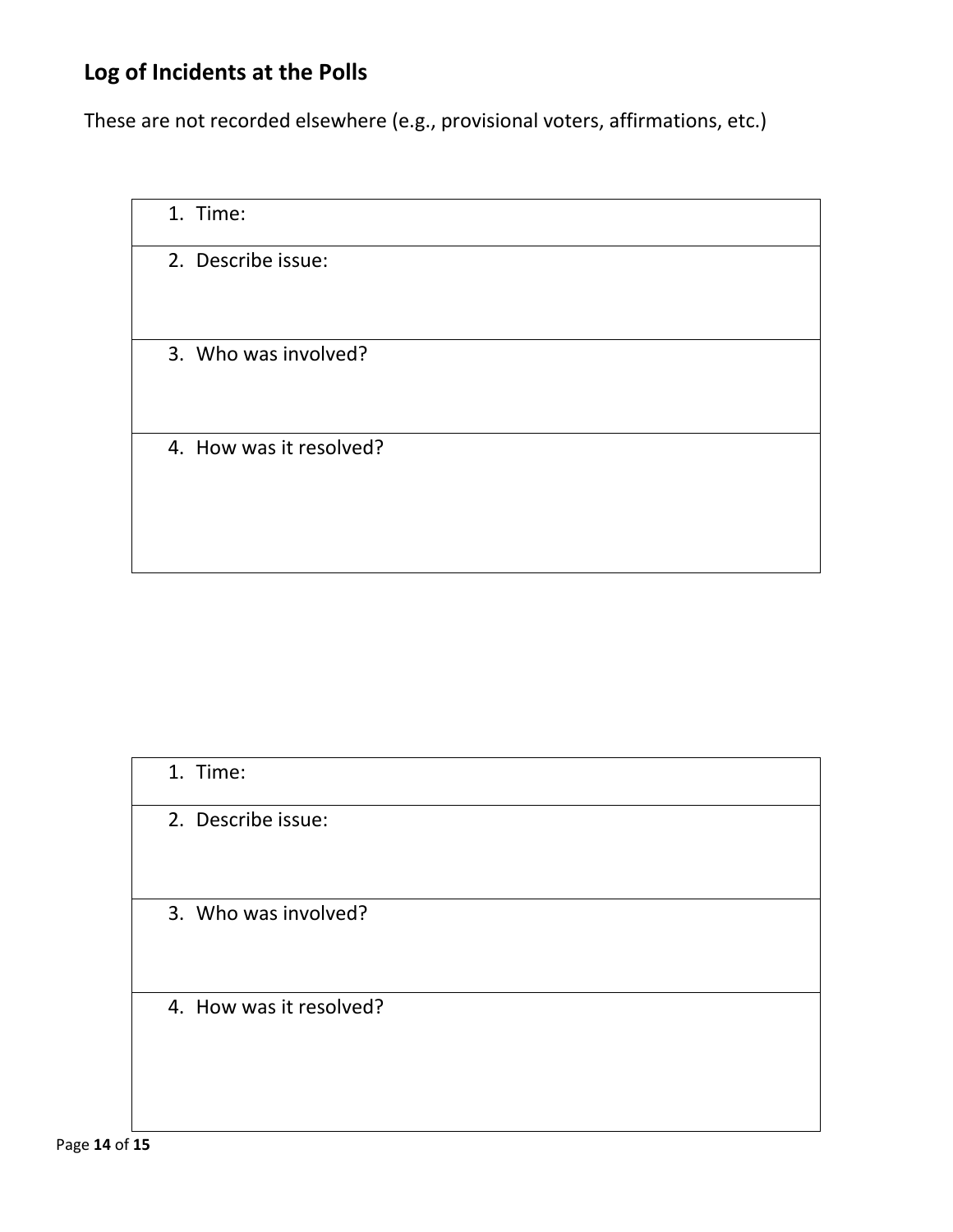## Log of Incidents at the Polls

These are not recorded elsewhere (e.g., provisional voters, affirmations, etc.)

| 1. Time: |
|---|
| 2. Describe issue: |
| 3. Who was involved? |
| 4. How was it resolved? |

| 1. Time: |
|---|
| 2. Describe issue: |
| 3. Who was involved? |
| 4. How was it resolved? |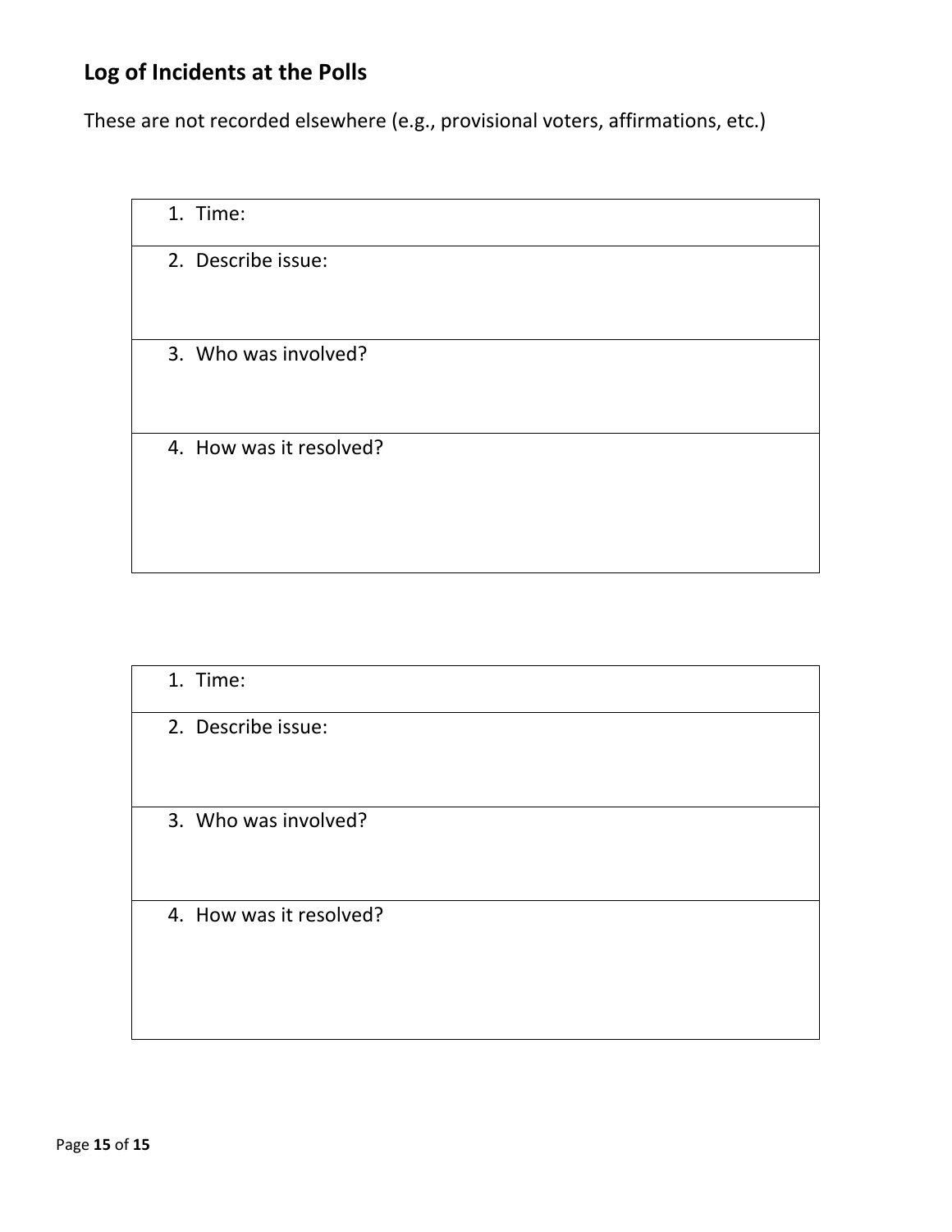## Log of Incidents at the Polls

These are not recorded elsewhere (e.g., provisional voters, affirmations, etc.)

| |
|---|
| 1. Time: |
| 2. Describe issue: |
| 3. Who was involved? |
| 4. How was it resolved? |

| |
|---|
| 1. Time: |
| 2. Describe issue: |
| 3. Who was involved? |
| 4. How was it resolved? |